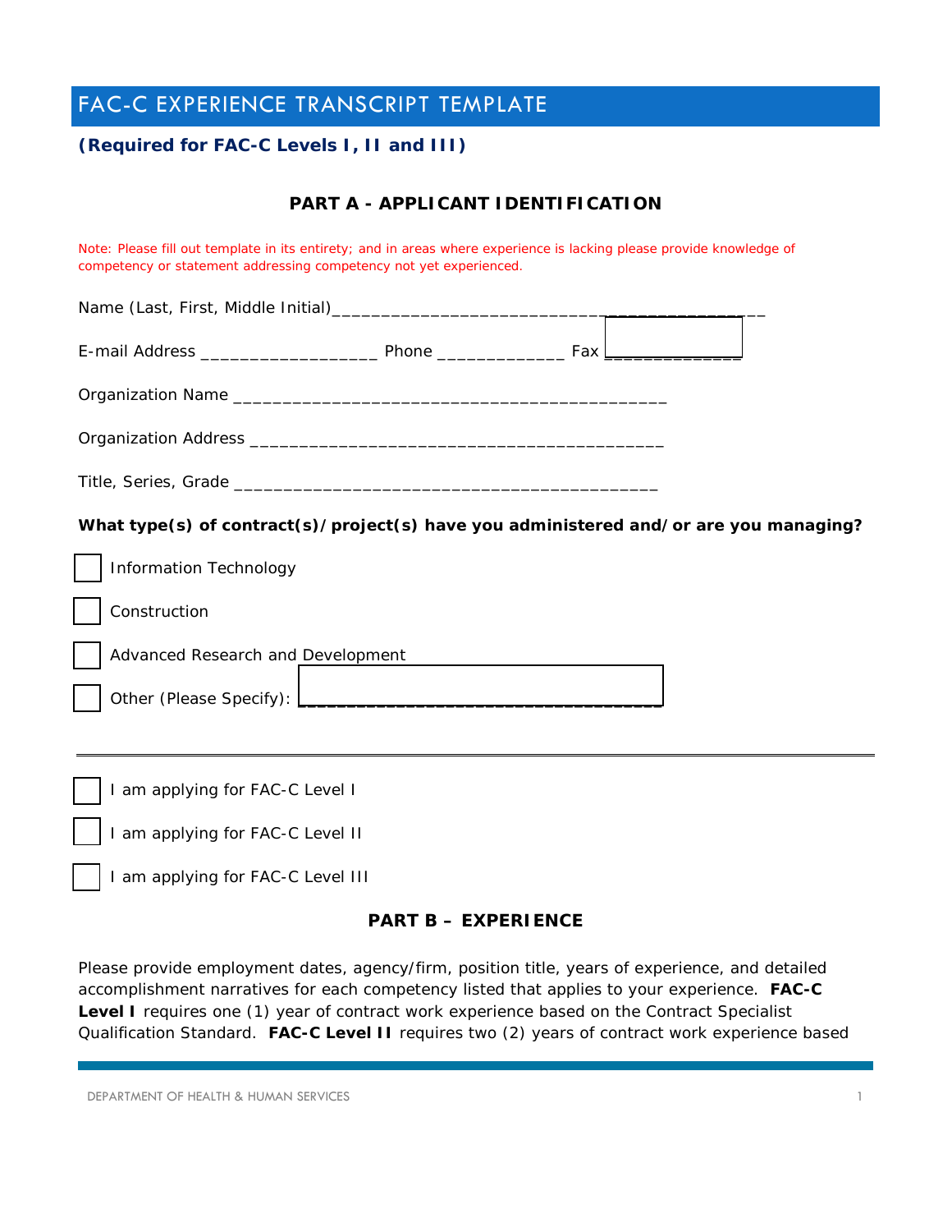# FAC-C EXPERIENCE TRANSCRIPT TEMPLATE

**(Required for FAC-C Levels I, II and III)**

## PART A - APPLICANT IDENTIFICATION

Note: Please fill out template in its entirety; and in areas where experience is lacking please provide knowledge of competency or statement addressing competency not yet experienced.

Name (Last, First, Middle Initial)_________________________________________________

E-mail Address __________________ Phone _____________ Fax _______________

Organization Name ____________________________________________

Organization Address ___________________________________________

Title, Series, Grade ___________________________________________

**What type(s) of contract(s)/project(s) have you administered and/or are you managing?**

- ☐ Information Technology
- ☐ Construction
- ☐ Advanced Research and Development
- ☐ Other (Please Specify): _____________________________________

---

- ☐ I am applying for FAC-C Level I
- ☐ I am applying for FAC-C Level II
- ☐ I am applying for FAC-C Level III

## PART B – EXPERIENCE

Please provide employment dates, agency/firm, position title, years of experience, and detailed accomplishment narratives for each competency listed that applies to your experience. **FAC-C Level I** requires one (1) year of contract work experience based on the Contract Specialist Qualification Standard. **FAC-C Level II** requires two (2) years of contract work experience based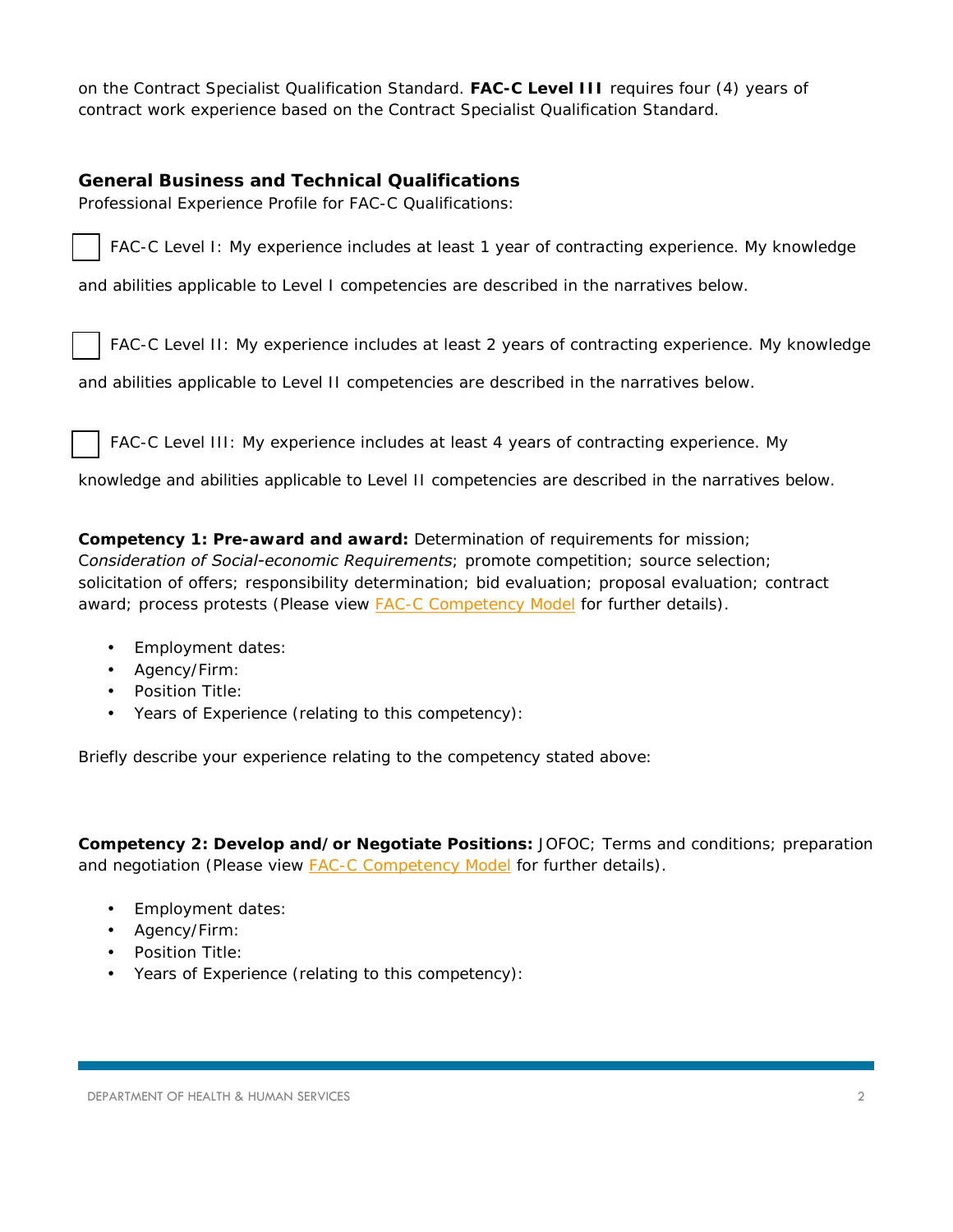on the Contract Specialist Qualification Standard. **FAC-C Level III** requires four (4) years of contract work experience based on the Contract Specialist Qualification Standard.

## General Business and Technical Qualifications

Professional Experience Profile for FAC-C Qualifications:

☐ FAC-C Level I: My experience includes at least 1 year of contracting experience. My knowledge and abilities applicable to Level I competencies are described in the narratives below.

☐ FAC-C Level II: My experience includes at least 2 years of contracting experience. My knowledge and abilities applicable to Level II competencies are described in the narratives below.

☐ FAC-C Level III: My experience includes at least 4 years of contracting experience. My knowledge and abilities applicable to Level II competencies are described in the narratives below.

**Competency 1: Pre-award and award:** Determination of requirements for mission; C*onsideration of Social-economic Requirements*; promote competition; source selection; solicitation of offers; responsibility determination; bid evaluation; proposal evaluation; contract award; process protests (Please view FAC-C Competency Model for further details).

- Employment dates:
- Agency/Firm:
- Position Title:
- Years of Experience (relating to this competency):

Briefly describe your experience relating to the competency stated above:

**Competency 2: Develop and/or Negotiate Positions:** JOFOC; Terms and conditions; preparation and negotiation (Please view FAC-C Competency Model for further details).

- Employment dates:
- Agency/Firm:
- Position Title:
- Years of Experience (relating to this competency):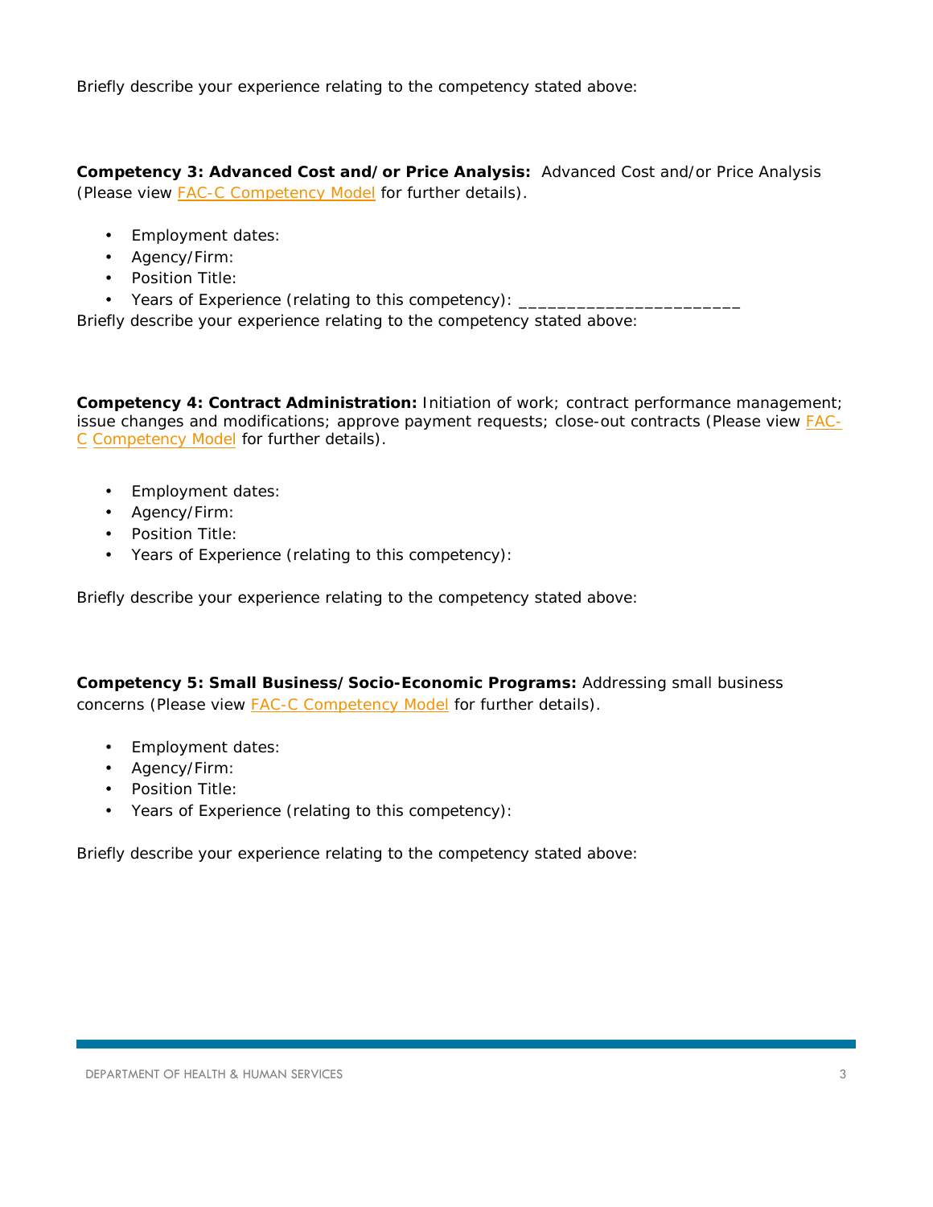Briefly describe your experience relating to the competency stated above:

**Competency 3: Advanced Cost and/or Price Analysis:** Advanced Cost and/or Price Analysis (Please view FAC-C Competency Model for further details).

- Employment dates:
- Agency/Firm:
- Position Title:
- Years of Experience (relating to this competency): _______________________

Briefly describe your experience relating to the competency stated above:

**Competency 4: Contract Administration:** Initiation of work; contract performance management; issue changes and modifications; approve payment requests; close-out contracts (Please view FAC-C Competency Model for further details).

- Employment dates:
- Agency/Firm:
- Position Title:
- Years of Experience (relating to this competency):

Briefly describe your experience relating to the competency stated above:

**Competency 5: Small Business/Socio-Economic Programs:** Addressing small business concerns (Please view FAC-C Competency Model for further details).

- Employment dates:
- Agency/Firm:
- Position Title:
- Years of Experience (relating to this competency):

Briefly describe your experience relating to the competency stated above: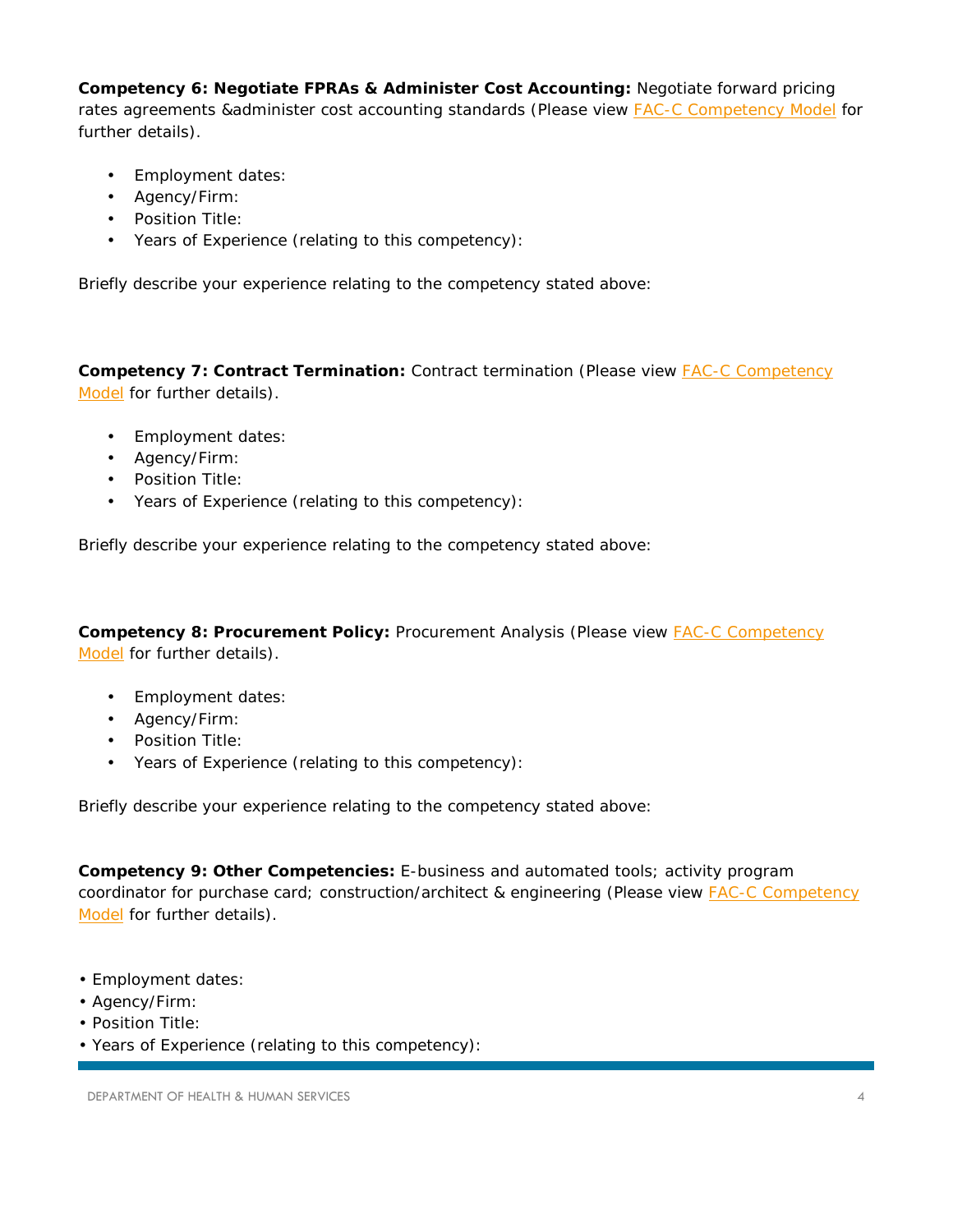**Competency 6: Negotiate FPRAs & Administer Cost Accounting:** Negotiate forward pricing rates agreements &administer cost accounting standards (Please view FAC-C Competency Model for further details).

- Employment dates:
- Agency/Firm:
- Position Title:
- Years of Experience (relating to this competency):

Briefly describe your experience relating to the competency stated above:

**Competency 7: Contract Termination:** Contract termination (Please view FAC-C Competency Model for further details).

- Employment dates:
- Agency/Firm:
- Position Title:
- Years of Experience (relating to this competency):

Briefly describe your experience relating to the competency stated above:

**Competency 8: Procurement Policy:** Procurement Analysis (Please view FAC-C Competency Model for further details).

- Employment dates:
- Agency/Firm:
- Position Title:
- Years of Experience (relating to this competency):

Briefly describe your experience relating to the competency stated above:

**Competency 9: Other Competencies:** E-business and automated tools; activity program coordinator for purchase card; construction/architect & engineering (Please view FAC-C Competency Model for further details).

- Employment dates:
- Agency/Firm:
- Position Title:
- Years of Experience (relating to this competency):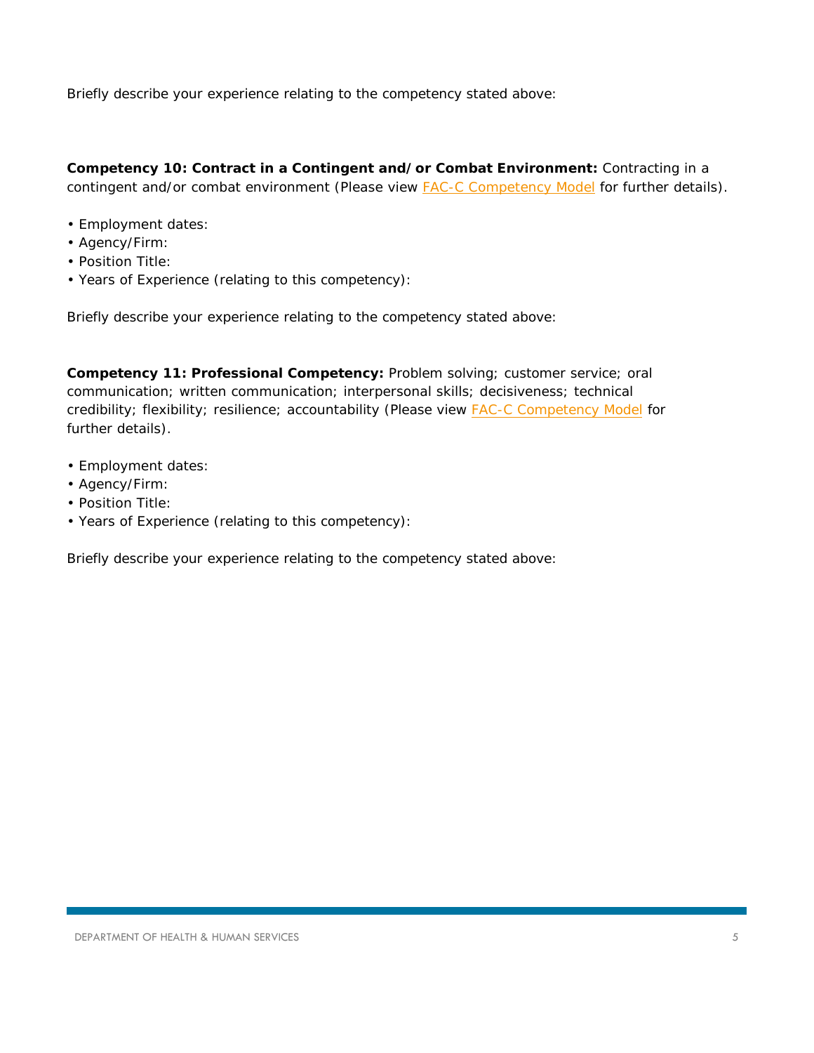Briefly describe your experience relating to the competency stated above:

**Competency 10: Contract in a Contingent and/or Combat Environment:** Contracting in a contingent and/or combat environment (Please view FAC-C Competency Model for further details).

- Employment dates:
- Agency/Firm:
- Position Title:
- Years of Experience (relating to this competency):

Briefly describe your experience relating to the competency stated above:

**Competency 11: Professional Competency:** Problem solving; customer service; oral communication; written communication; interpersonal skills; decisiveness; technical credibility; flexibility; resilience; accountability (Please view FAC-C Competency Model for further details).

- Employment dates:
- Agency/Firm:
- Position Title:
- Years of Experience (relating to this competency):

Briefly describe your experience relating to the competency stated above: